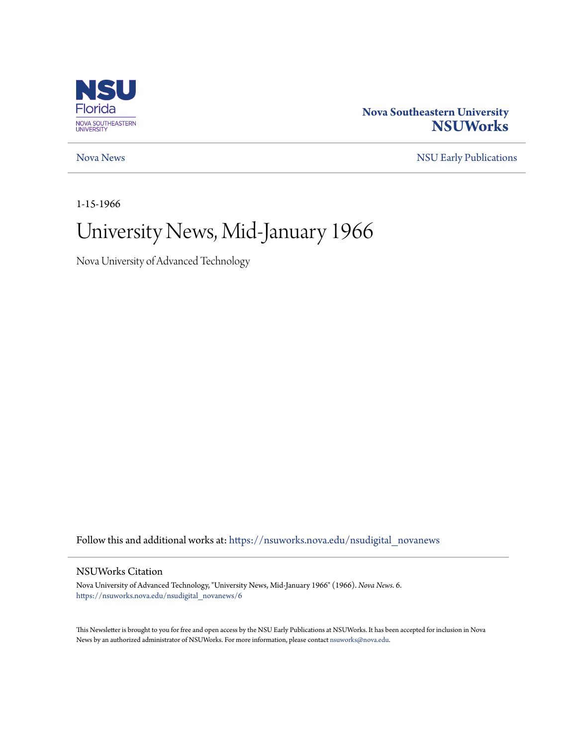Nova Southeastern University
**NSUWorks**

Nova News | NSU Early Publications

1-15-1966

# University News, Mid-January 1966

Nova University of Advanced Technology

Follow this and additional works at: https://nsuworks.nova.edu/nsudigital_novanews

## NSUWorks Citation

Nova University of Advanced Technology, "University News, Mid-January 1966" (1966). *Nova News*. 6.
https://nsuworks.nova.edu/nsudigital_novanews/6

This Newsletter is brought to you for free and open access by the NSU Early Publications at NSUWorks. It has been accepted for inclusion in Nova News by an authorized administrator of NSUWorks. For more information, please contact nsuworks@nova.edu.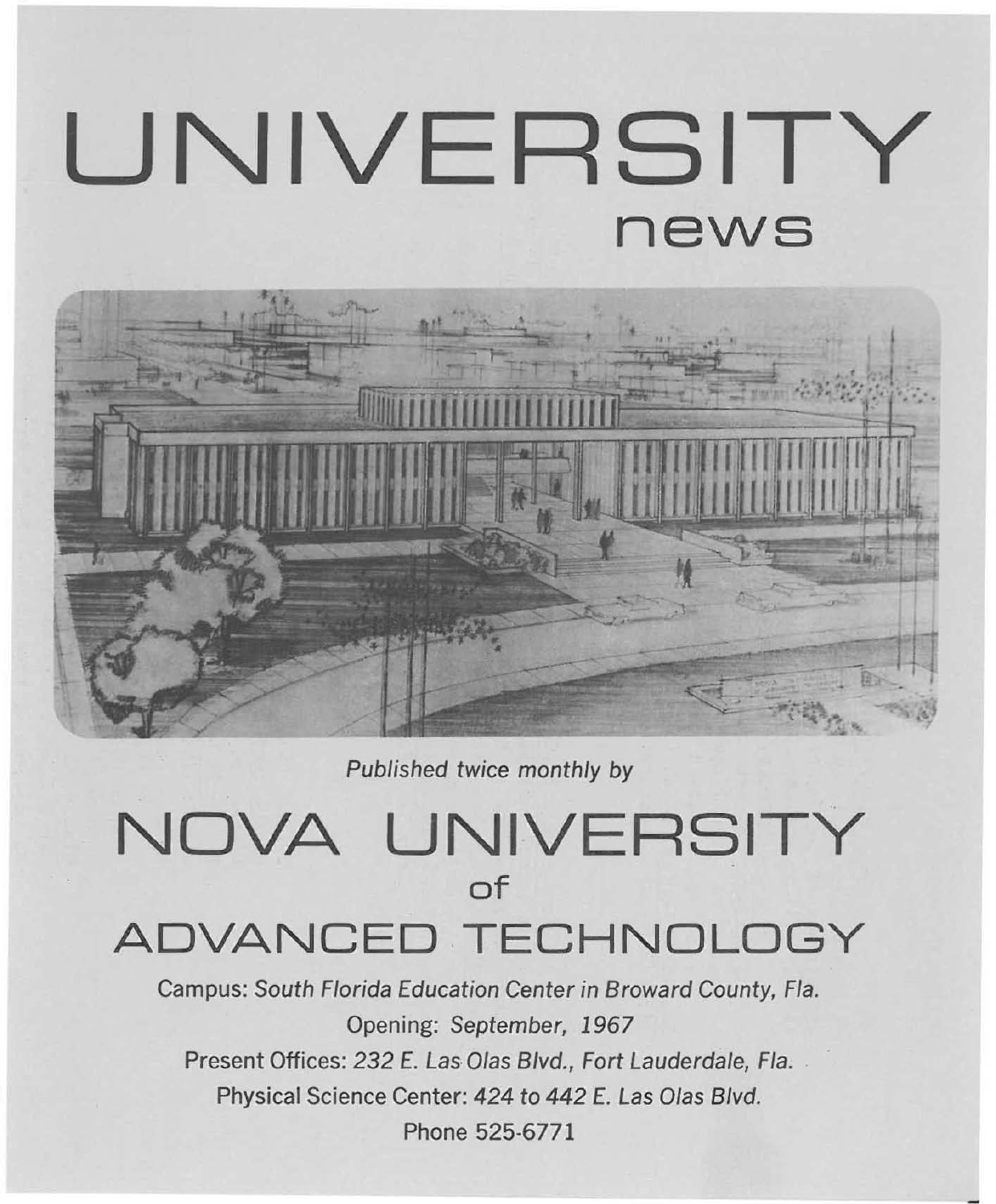# UNIVERSITY

## news

*Published twice monthly by*

# NOVA UNIVERSITY

## of

# ADVANCED TECHNOLOGY

Campus: *South Florida Education Center in Broward County, Fla.*

Opening: *September, 1967*

Present Offices: *232 E. Las Olas Blvd., Fort Lauderdale, Fla.*

Physical Science Center: *424 to 442 E. Las Olas Blvd.*

Phone 525-6771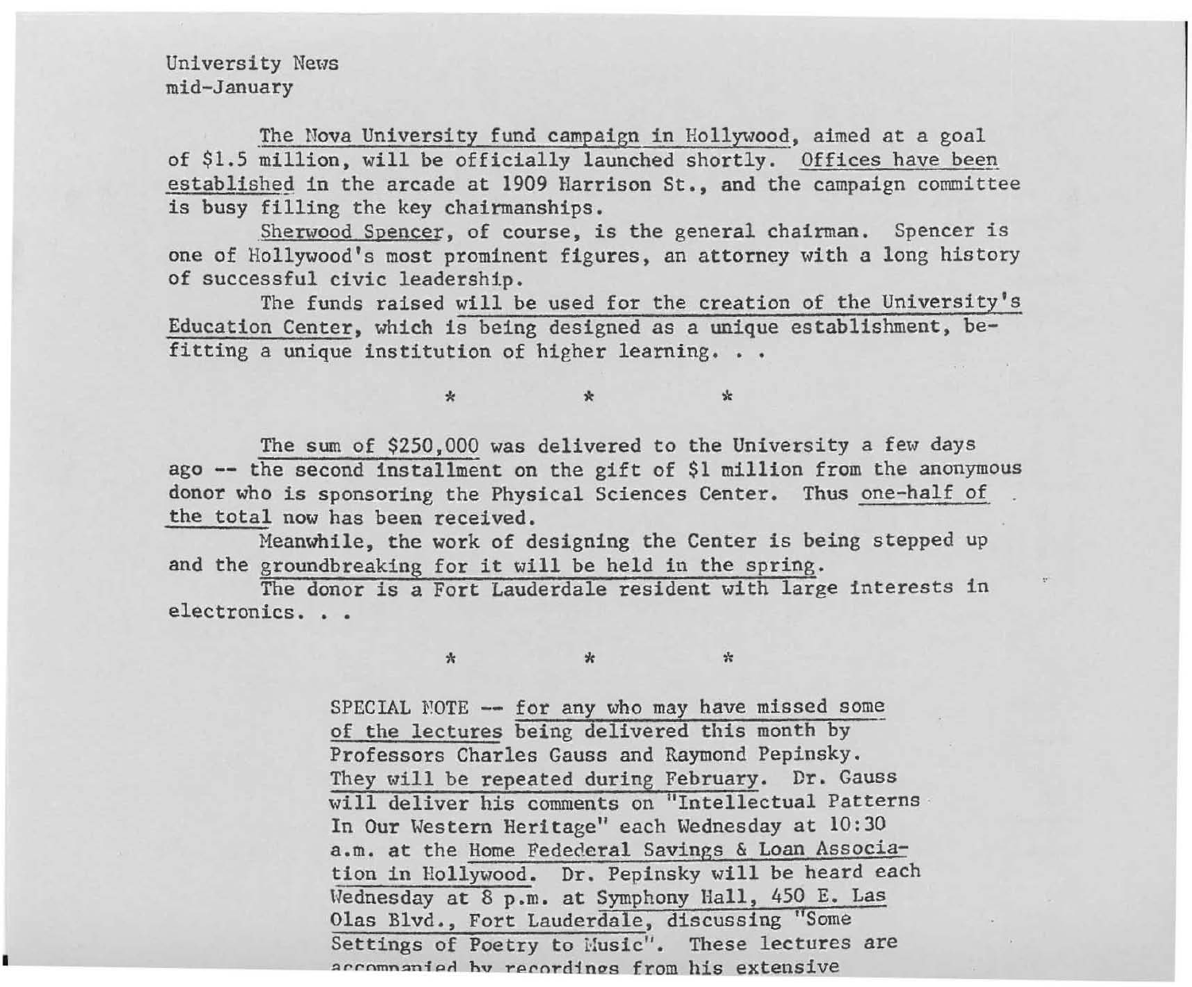University News
mid-January

The Nova University fund campaign in Hollywood, aimed at a goal of $1.5 million, will be officially launched shortly. Offices have been established in the arcade at 1909 Harrison St., and the campaign committee is busy filling the key chairmanships.

Sherwood Spencer, of course, is the general chairman. Spencer is one of Hollywood's most prominent figures, an attorney with a long history of successful civic leadership.

The funds raised will be used for the creation of the University's Education Center, which is being designed as a unique establishment, befitting a unique institution of higher learning. . .

\* \* \*

The sum of $250,000 was delivered to the University a few days ago -- the second installment on the gift of $1 million from the anonymous donor who is sponsoring the Physical Sciences Center. Thus one-half of the total now has been received.

Meanwhile, the work of designing the Center is being stepped up and the groundbreaking for it will be held in the spring.

The donor is a Fort Lauderdale resident with large interests in electronics. . .

\* \* \*

SPECIAL NOTE -- for any who may have missed some of the lectures being delivered this month by Professors Charles Gauss and Raymond Pepinsky. They will be repeated during February. Dr. Gauss will deliver his comments on "Intellectual Patterns In Our Western Heritage" each Wednesday at 10:30 a.m. at the Home Fedederal Savings & Loan Association in Hollywood. Dr. Pepinsky will be heard each Wednesday at 8 p.m. at Symphony Hall, 450 E. Las Olas Blvd., Fort Lauderdale, discussing "Some Settings of Poetry to Music". These lectures are accompanied by recordings from his extensive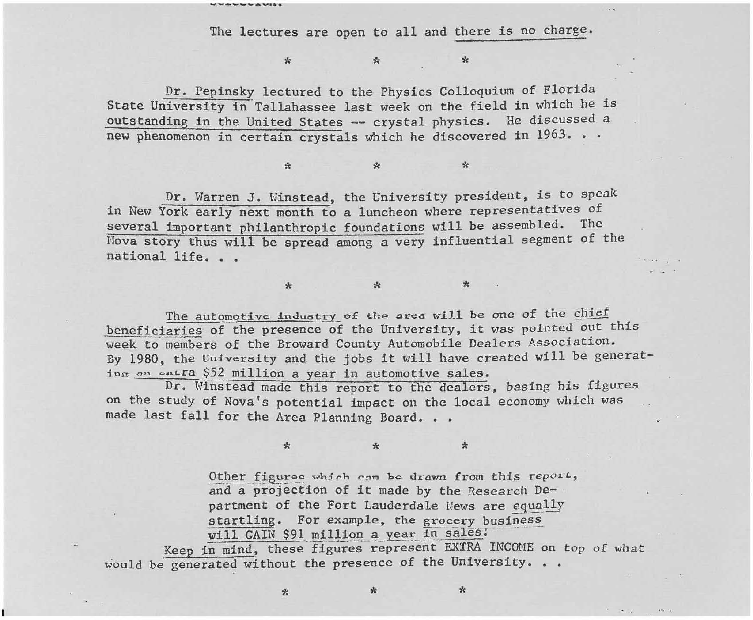The lectures are open to all and there is no charge.

\* \* \*

Dr. Pepinsky lectured to the Physics Colloquium of Florida State University in Tallahassee last week on the field in which he is outstanding in the United States -- crystal physics. He discussed a new phenomenon in certain crystals which he discovered in 1963. . .

\* \* \*

Dr. Warren J. Winstead, the University president, is to speak in New York early next month to a luncheon where representatives of several important philanthropic foundations will be assembled. The Nova story thus will be spread among a very influential segment of the national life. . .

\* \* \*

The automotive industry of the area will be one of the chief beneficiaries of the presence of the University, it was pointed out this week to members of the Broward County Automobile Dealers Association. By 1980, the University and the jobs it will have created will be generating an extra $52 million a year in automotive sales.

Dr. Winstead made this report to the dealers, basing his figures on the study of Nova's potential impact on the local economy which was made last fall for the Area Planning Board. . .

\* \* \*

Other figures which can be drawn from this report, and a projection of it made by the Research Department of the Fort Lauderdale News are equally startling. For example, the grocery business will GAIN $91 million a year in sales.

Keep in mind, these figures represent EXTRA INCOME on top of what would be generated without the presence of the University. . .

\* \* \*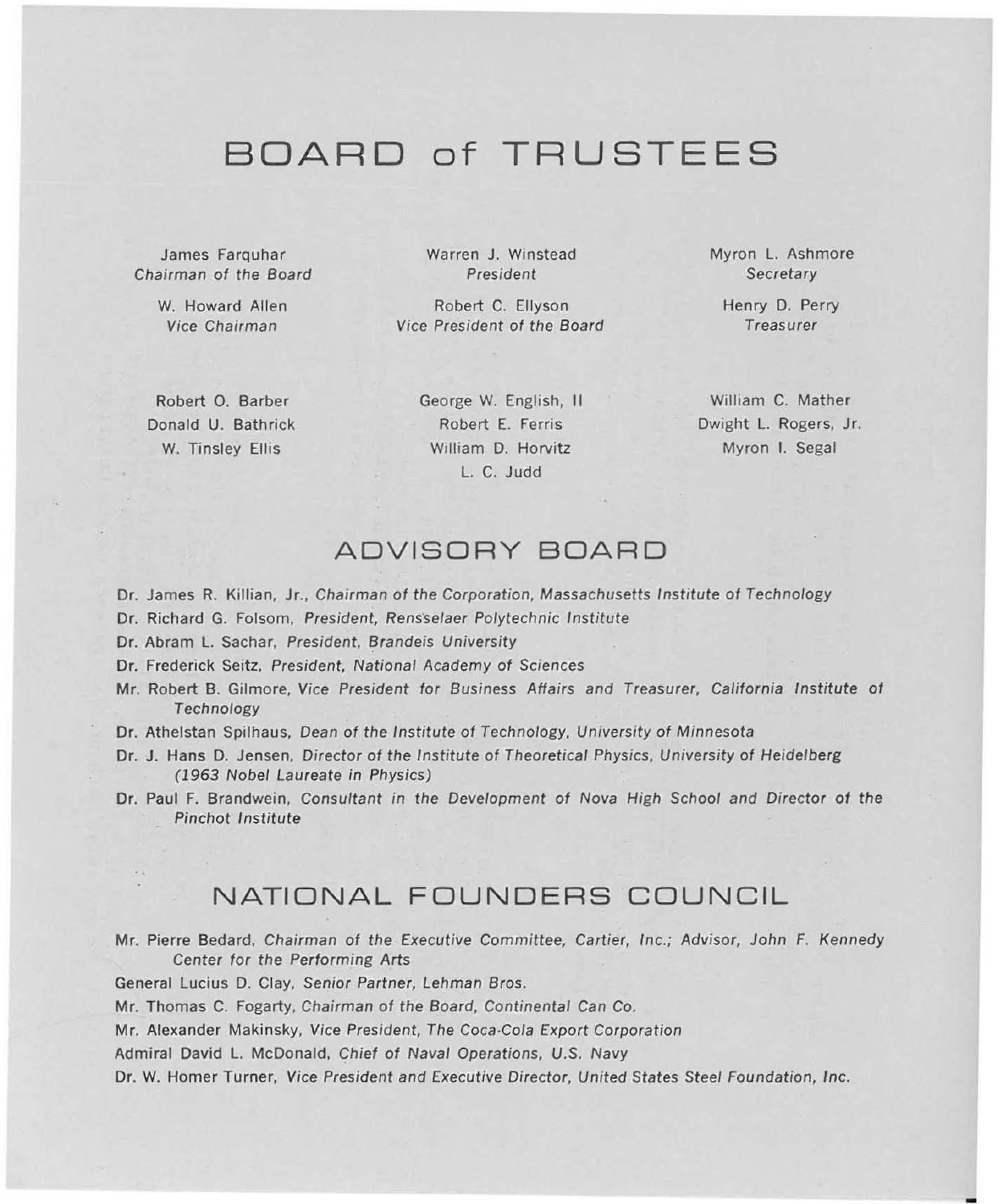# BOARD of TRUSTEES

James Farquhar
*Chairman of the Board*

W. Howard Allen
*Vice Chairman*

Warren J. Winstead
*President*

Robert C. Ellyson
*Vice President of the Board*

Myron L. Ashmore
*Secretary*

Henry D. Perry
*Treasurer*

Robert O. Barber
Donald U. Bathrick
W. Tinsley Ellis

George W. English, II
Robert E. Ferris
William D. Horvitz
L. C. Judd

William C. Mather
Dwight L. Rogers, Jr.
Myron I. Segal

## ADVISORY BOARD

Dr. James R. Killian, Jr., *Chairman of the Corporation, Massachusetts Institute of Technology*

Dr. Richard G. Folsom, *President, Rensselaer Polytechnic Institute*

Dr. Abram L. Sachar, *President, Brandeis University*

Dr. Frederick Seitz, *President, National Academy of Sciences*

Mr. Robert B. Gilmore, *Vice President for Business Affairs and Treasurer, California Institute of Technology*

Dr. Athelstan Spilhaus, *Dean of the Institute of Technology, University of Minnesota*

Dr. J. Hans D. Jensen, *Director of the Institute of Theoretical Physics, University of Heidelberg (1963 Nobel Laureate in Physics)*

Dr. Paul F. Brandwein, *Consultant in the Development of Nova High School and Director of the Pinchot Institute*

## NATIONAL FOUNDERS COUNCIL

Mr. Pierre Bedard, *Chairman of the Executive Committee, Cartier, Inc.; Advisor, John F. Kennedy Center for the Performing Arts*

General Lucius D. Clay, *Senior Partner, Lehman Bros.*

Mr. Thomas C. Fogarty, *Chairman of the Board, Continental Can Co.*

Mr. Alexander Makinsky, *Vice President, The Coca-Cola Export Corporation*

Admiral David L. McDonald, *Chief of Naval Operations, U.S. Navy*

Dr. W. Homer Turner, *Vice President and Executive Director, United States Steel Foundation, Inc.*